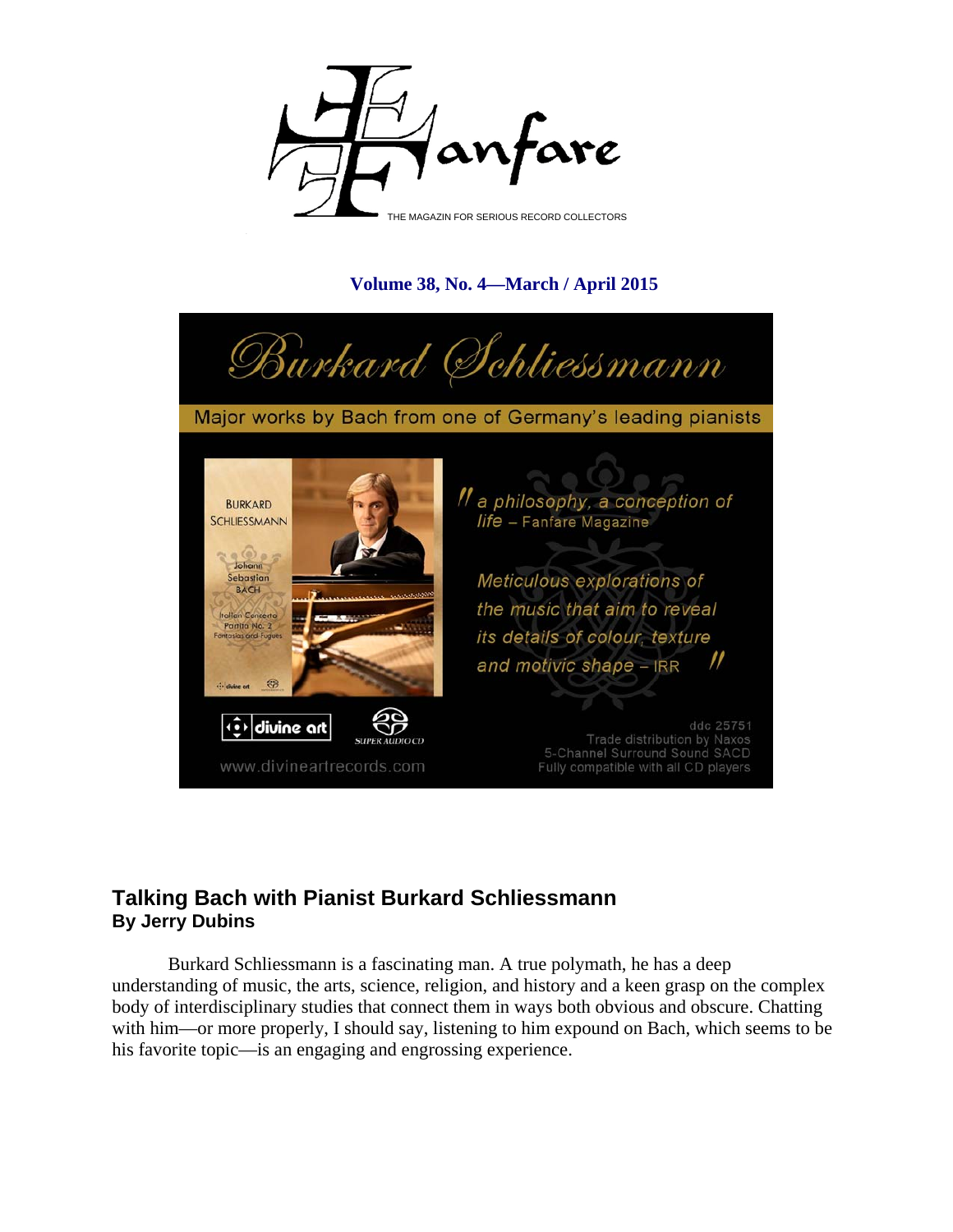# Fanfare

THE MAGAZIN FOR SERIOUS RECORD COLLECTORS

**Volume 38, No. 4—March / April 2015**

Burkard Schliessmann

Major works by Bach from one of Germany's leading pianists

BURKARD SCHLIESSMANN

Johann Sebastian BACH

Italian Concerto
Partita No. 2
Fantasias and Fugues

" *a philosophy, a conception of life* – Fanfare Magazine

*Meticulous explorations of the music that aim to reveal its details of colour, texture and motivic shape* – IRR "

divine art

SUPER AUDIO CD

www.divineartrecords.com

ddc 25751
Trade distribution by Naxos
5-Channel Surround Sound SACD
Fully compatible with all CD players

## Talking Bach with Pianist Burkard Schliessmann
**By Jerry Dubins**

Burkard Schliessmann is a fascinating man. A true polymath, he has a deep understanding of music, the arts, science, religion, and history and a keen grasp on the complex body of interdisciplinary studies that connect them in ways both obvious and obscure. Chatting with him—or more properly, I should say, listening to him expound on Bach, which seems to be his favorite topic—is an engaging and engrossing experience.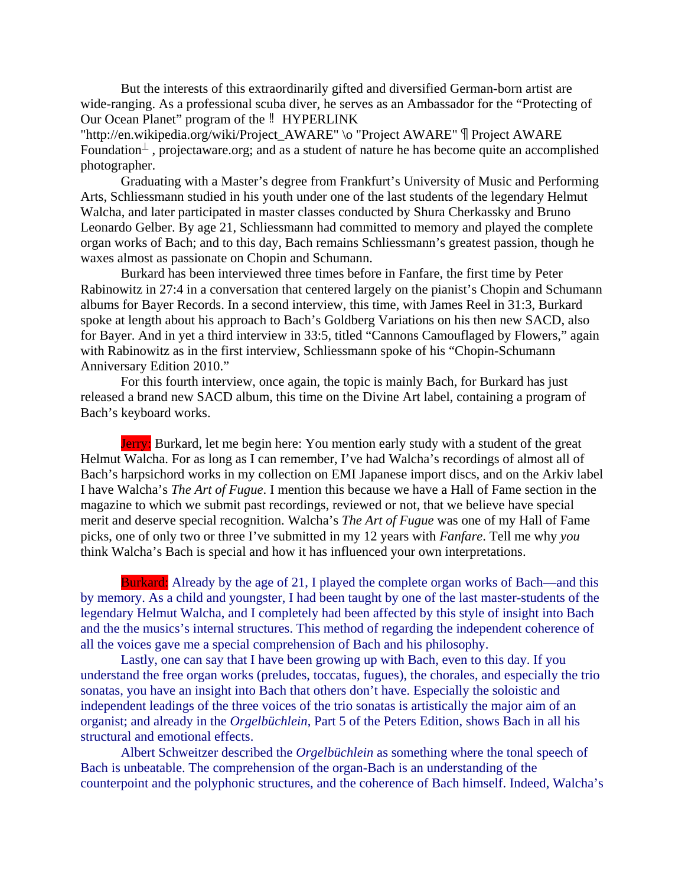But the interests of this extraordinarily gifted and diversified German-born artist are wide-ranging. As a professional scuba diver, he serves as an Ambassador for the "Protecting of Our Ocean Planet" program of the ‼ HYPERLINK "http://en.wikipedia.org/wiki/Project_AWARE" \o "Project AWARE" ¶ Project AWARE Foundation⊥ , projectaware.org; and as a student of nature he has become quite an accomplished photographer.

Graduating with a Master's degree from Frankfurt's University of Music and Performing Arts, Schliessmann studied in his youth under one of the last students of the legendary Helmut Walcha, and later participated in master classes conducted by Shura Cherkassky and Bruno Leonardo Gelber. By age 21, Schliessmann had committed to memory and played the complete organ works of Bach; and to this day, Bach remains Schliessmann's greatest passion, though he waxes almost as passionate on Chopin and Schumann.

Burkard has been interviewed three times before in Fanfare, the first time by Peter Rabinowitz in 27:4 in a conversation that centered largely on the pianist's Chopin and Schumann albums for Bayer Records. In a second interview, this time, with James Reel in 31:3, Burkard spoke at length about his approach to Bach's Goldberg Variations on his then new SACD, also for Bayer. And in yet a third interview in 33:5, titled "Cannons Camouflaged by Flowers," again with Rabinowitz as in the first interview, Schliessmann spoke of his "Chopin-Schumann Anniversary Edition 2010."

For this fourth interview, once again, the topic is mainly Bach, for Burkard has just released a brand new SACD album, this time on the Divine Art label, containing a program of Bach's keyboard works.

Jerry: Burkard, let me begin here: You mention early study with a student of the great Helmut Walcha. For as long as I can remember, I've had Walcha's recordings of almost all of Bach's harpsichord works in my collection on EMI Japanese import discs, and on the Arkiv label I have Walcha's *The Art of Fugue*. I mention this because we have a Hall of Fame section in the magazine to which we submit past recordings, reviewed or not, that we believe have special merit and deserve special recognition. Walcha's *The Art of Fugue* was one of my Hall of Fame picks, one of only two or three I've submitted in my 12 years with *Fanfare*. Tell me why *you* think Walcha's Bach is special and how it has influenced your own interpretations.

Burkard: Already by the age of 21, I played the complete organ works of Bach—and this by memory. As a child and youngster, I had been taught by one of the last master-students of the legendary Helmut Walcha, and I completely had been affected by this style of insight into Bach and the the musics's internal structures. This method of regarding the independent coherence of all the voices gave me a special comprehension of Bach and his philosophy.

Lastly, one can say that I have been growing up with Bach, even to this day. If you understand the free organ works (preludes, toccatas, fugues), the chorales, and especially the trio sonatas, you have an insight into Bach that others don't have. Especially the soloistic and independent leadings of the three voices of the trio sonatas is artistically the major aim of an organist; and already in the *Orgelbüchlein*, Part 5 of the Peters Edition, shows Bach in all his structural and emotional effects.

Albert Schweitzer described the *Orgelbüchlein* as something where the tonal speech of Bach is unbeatable. The comprehension of the organ-Bach is an understanding of the counterpoint and the polyphonic structures, and the coherence of Bach himself. Indeed, Walcha's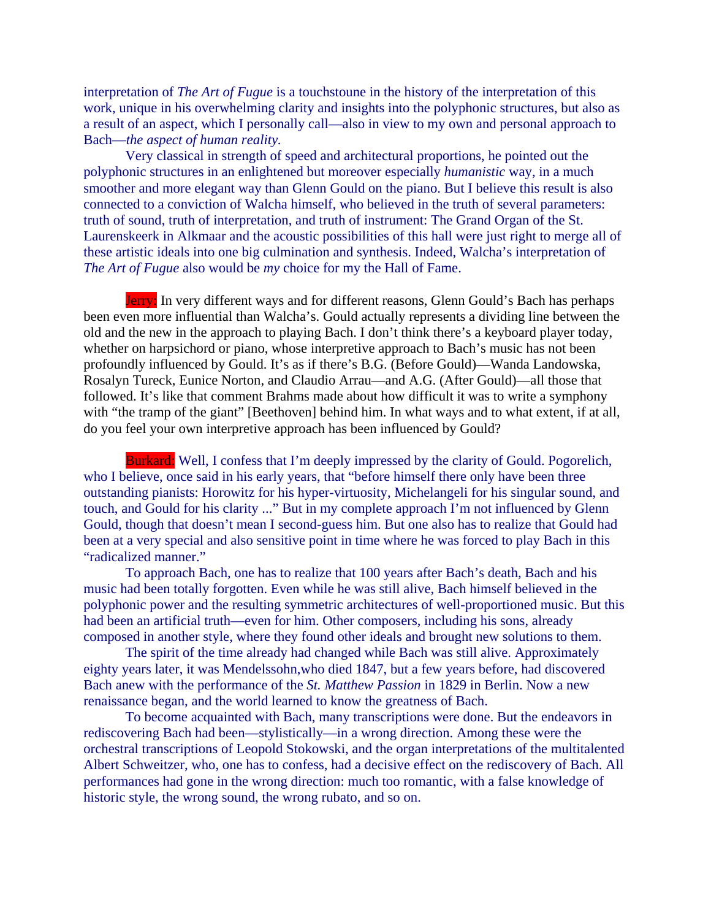interpretation of *The Art of Fugue* is a touchstoune in the history of the interpretation of this work, unique in his overwhelming clarity and insights into the polyphonic structures, but also as a result of an aspect, which I personally call—also in view to my own and personal approach to Bach—*the aspect of human reality.*

Very classical in strength of speed and architectural proportions, he pointed out the polyphonic structures in an enlightened but moreover especially *humanistic* way, in a much smoother and more elegant way than Glenn Gould on the piano. But I believe this result is also connected to a conviction of Walcha himself, who believed in the truth of several parameters: truth of sound, truth of interpretation, and truth of instrument: The Grand Organ of the St. Laurenskeerk in Alkmaar and the acoustic possibilities of this hall were just right to merge all of these artistic ideals into one big culmination and synthesis. Indeed, Walcha's interpretation of *The Art of Fugue* also would be *my* choice for my the Hall of Fame.

Jerry: In very different ways and for different reasons, Glenn Gould's Bach has perhaps been even more influential than Walcha's. Gould actually represents a dividing line between the old and the new in the approach to playing Bach. I don't think there's a keyboard player today, whether on harpsichord or piano, whose interpretive approach to Bach's music has not been profoundly influenced by Gould. It's as if there's B.G. (Before Gould)—Wanda Landowska, Rosalyn Tureck, Eunice Norton, and Claudio Arrau—and A.G. (After Gould)—all those that followed. It's like that comment Brahms made about how difficult it was to write a symphony with "the tramp of the giant" [Beethoven] behind him. In what ways and to what extent, if at all, do you feel your own interpretive approach has been influenced by Gould?

Burkard: Well, I confess that I'm deeply impressed by the clarity of Gould. Pogorelich, who I believe, once said in his early years, that "before himself there only have been three outstanding pianists: Horowitz for his hyper-virtuosity, Michelangeli for his singular sound, and touch, and Gould for his clarity ..." But in my complete approach I'm not influenced by Glenn Gould, though that doesn't mean I second-guess him. But one also has to realize that Gould had been at a very special and also sensitive point in time where he was forced to play Bach in this "radicalized manner."

To approach Bach, one has to realize that 100 years after Bach's death, Bach and his music had been totally forgotten. Even while he was still alive, Bach himself believed in the polyphonic power and the resulting symmetric architectures of well-proportioned music. But this had been an artificial truth—even for him. Other composers, including his sons, already composed in another style, where they found other ideals and brought new solutions to them.

The spirit of the time already had changed while Bach was still alive. Approximately eighty years later, it was Mendelssohn,who died 1847, but a few years before, had discovered Bach anew with the performance of the *St. Matthew Passion* in 1829 in Berlin. Now a new renaissance began, and the world learned to know the greatness of Bach.

To become acquainted with Bach, many transcriptions were done. But the endeavors in rediscovering Bach had been—stylistically—in a wrong direction. Among these were the orchestral transcriptions of Leopold Stokowski, and the organ interpretations of the multitalented Albert Schweitzer, who, one has to confess, had a decisive effect on the rediscovery of Bach. All performances had gone in the wrong direction: much too romantic, with a false knowledge of historic style, the wrong sound, the wrong rubato, and so on.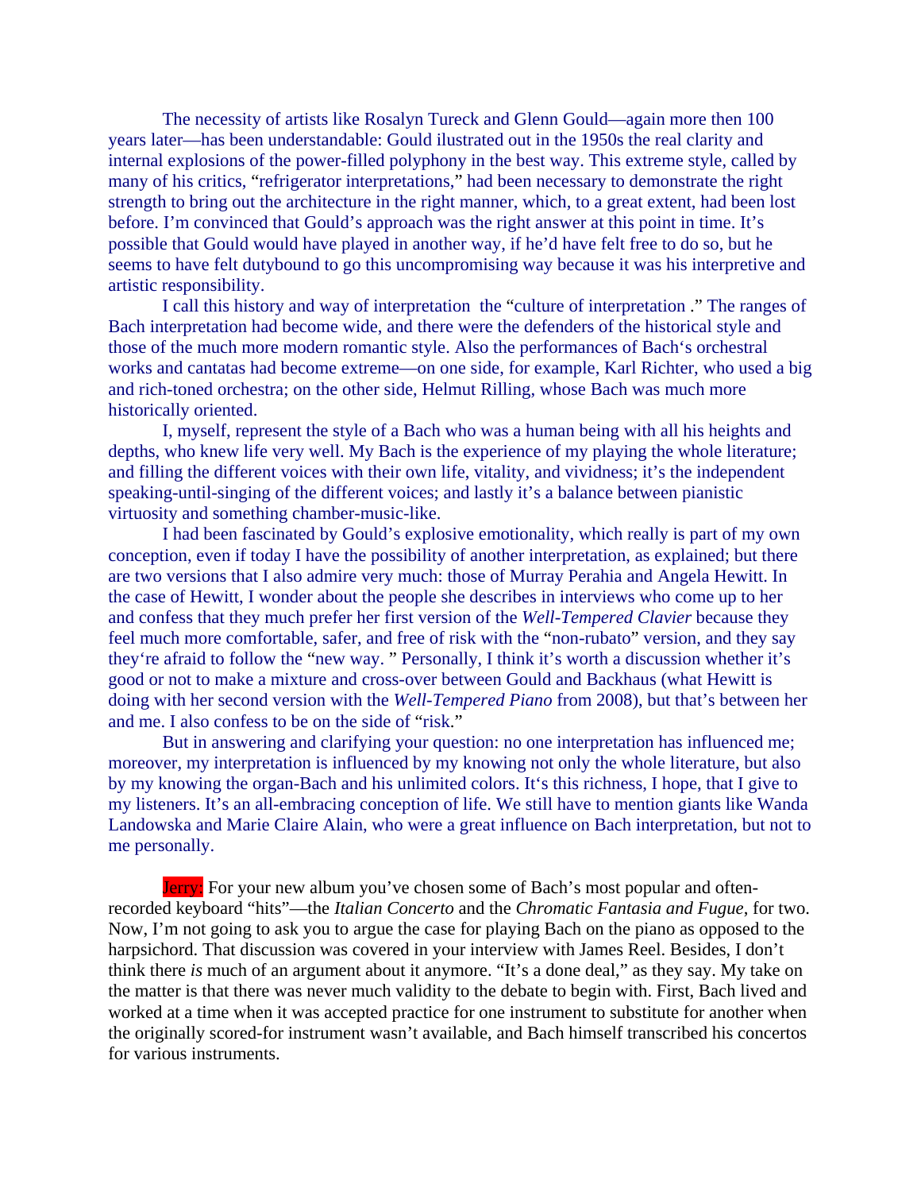The necessity of artists like Rosalyn Tureck and Glenn Gould—again more then 100 years later—has been understandable: Gould ilustrated out in the 1950s the real clarity and internal explosions of the power-filled polyphony in the best way. This extreme style, called by many of his critics, "refrigerator interpretations," had been necessary to demonstrate the right strength to bring out the architecture in the right manner, which, to a great extent, had been lost before. I'm convinced that Gould's approach was the right answer at this point in time. It's possible that Gould would have played in another way, if he'd have felt free to do so, but he seems to have felt dutybound to go this uncompromising way because it was his interpretive and artistic responsibility.

I call this history and way of interpretation  the "culture of interpretation ." The ranges of Bach interpretation had become wide, and there were the defenders of the historical style and those of the much more modern romantic style. Also the performances of Bach's orchestral works and cantatas had become extreme—on one side, for example, Karl Richter, who used a big and rich-toned orchestra; on the other side, Helmut Rilling, whose Bach was much more historically oriented.

I, myself, represent the style of a Bach who was a human being with all his heights and depths, who knew life very well. My Bach is the experience of my playing the whole literature; and filling the different voices with their own life, vitality, and vividness; it's the independent speaking-until-singing of the different voices; and lastly it's a balance between pianistic virtuosity and something chamber-music-like.

I had been fascinated by Gould's explosive emotionality, which really is part of my own conception, even if today I have the possibility of another interpretation, as explained; but there are two versions that I also admire very much: those of Murray Perahia and Angela Hewitt. In the case of Hewitt, I wonder about the people she describes in interviews who come up to her and confess that they much prefer her first version of the *Well-Tempered Clavier* because they feel much more comfortable, safer, and free of risk with the "non-rubato" version, and they say they're afraid to follow the "new way. " Personally, I think it's worth a discussion whether it's good or not to make a mixture and cross-over between Gould and Backhaus (what Hewitt is doing with her second version with the *Well-Tempered Piano* from 2008), but that's between her and me. I also confess to be on the side of "risk."

But in answering and clarifying your question: no one interpretation has influenced me; moreover, my interpretation is influenced by my knowing not only the whole literature, but also by my knowing the organ-Bach and his unlimited colors. It's this richness, I hope, that I give to my listeners. It's an all-embracing conception of life. We still have to mention giants like Wanda Landowska and Marie Claire Alain, who were a great influence on Bach interpretation, but not to me personally.

Jerry: For your new album you've chosen some of Bach's most popular and often-recorded keyboard "hits"—the *Italian Concerto* and the *Chromatic Fantasia and Fugue*, for two. Now, I'm not going to ask you to argue the case for playing Bach on the piano as opposed to the harpsichord. That discussion was covered in your interview with James Reel. Besides, I don't think there *is* much of an argument about it anymore. "It's a done deal," as they say. My take on the matter is that there was never much validity to the debate to begin with. First, Bach lived and worked at a time when it was accepted practice for one instrument to substitute for another when the originally scored-for instrument wasn't available, and Bach himself transcribed his concertos for various instruments.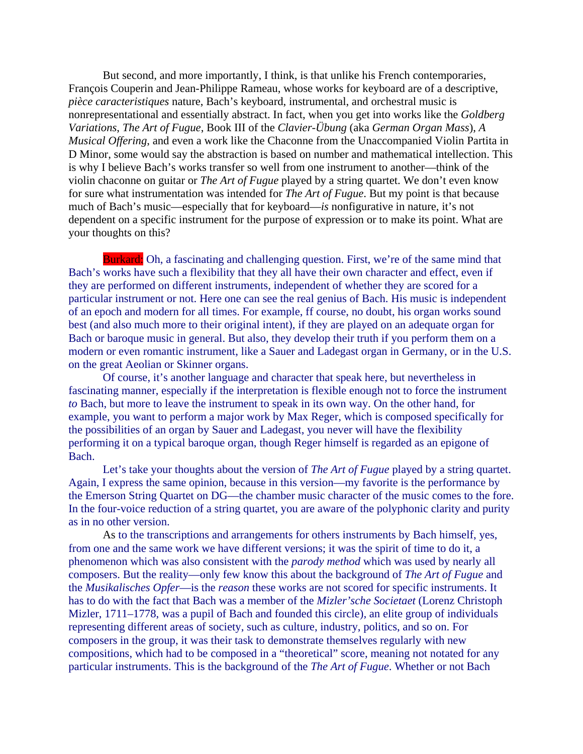But second, and more importantly, I think, is that unlike his French contemporaries, François Couperin and Jean-Philippe Rameau, whose works for keyboard are of a descriptive, *pièce caracteristiques* nature, Bach's keyboard, instrumental, and orchestral music is nonrepresentational and essentially abstract. In fact, when you get into works like the *Goldberg Variations*, *The Art of Fugue*, Book III of the *Clavier-Übung* (aka *German Organ Mass*), *A Musical Offering,* and even a work like the Chaconne from the Unaccompanied Violin Partita in D Minor, some would say the abstraction is based on number and mathematical intellection. This is why I believe Bach's works transfer so well from one instrument to another—think of the violin chaconne on guitar or *The Art of Fugue* played by a string quartet. We don't even know for sure what instrumentation was intended for *The Art of Fugue*. But my point is that because much of Bach's music—especially that for keyboard—*is* nonfigurative in nature, it's not dependent on a specific instrument for the purpose of expression or to make its point. What are your thoughts on this?

Burkard: Oh, a fascinating and challenging question. First, we're of the same mind that Bach's works have such a flexibility that they all have their own character and effect, even if they are performed on different instruments, independent of whether they are scored for a particular instrument or not. Here one can see the real genius of Bach. His music is independent of an epoch and modern for all times. For example, ff course, no doubt, his organ works sound best (and also much more to their original intent), if they are played on an adequate organ for Bach or baroque music in general. But also, they develop their truth if you perform them on a modern or even romantic instrument, like a Sauer and Ladegast organ in Germany, or in the U.S. on the great Aeolian or Skinner organs.

Of course, it's another language and character that speak here, but nevertheless in fascinating manner, especially if the interpretation is flexible enough not to force the instrument *to* Bach, but more to leave the instrument to speak in its own way. On the other hand, for example, you want to perform a major work by Max Reger, which is composed specifically for the possibilities of an organ by Sauer and Ladegast, you never will have the flexibility performing it on a typical baroque organ, though Reger himself is regarded as an epigone of Bach.

Let's take your thoughts about the version of *The Art of Fugue* played by a string quartet. Again, I express the same opinion, because in this version—my favorite is the performance by the Emerson String Quartet on DG—the chamber music character of the music comes to the fore. In the four-voice reduction of a string quartet, you are aware of the polyphonic clarity and purity as in no other version.

As to the transcriptions and arrangements for others instruments by Bach himself, yes, from one and the same work we have different versions; it was the spirit of time to do it, a phenomenon which was also consistent with the *parody method* which was used by nearly all composers. But the reality—only few know this about the background of *The Art of Fugue* and the *Musikalisches Opfer*—is the *reason* these works are not scored for specific instruments. It has to do with the fact that Bach was a member of the *Mizler'sche Societaet* (Lorenz Christoph Mizler, 1711–1778, was a pupil of Bach and founded this circle), an elite group of individuals representing different areas of society, such as culture, industry, politics, and so on. For composers in the group, it was their task to demonstrate themselves regularly with new compositions, which had to be composed in a "theoretical" score, meaning not notated for any particular instruments. This is the background of the *The Art of Fugue*. Whether or not Bach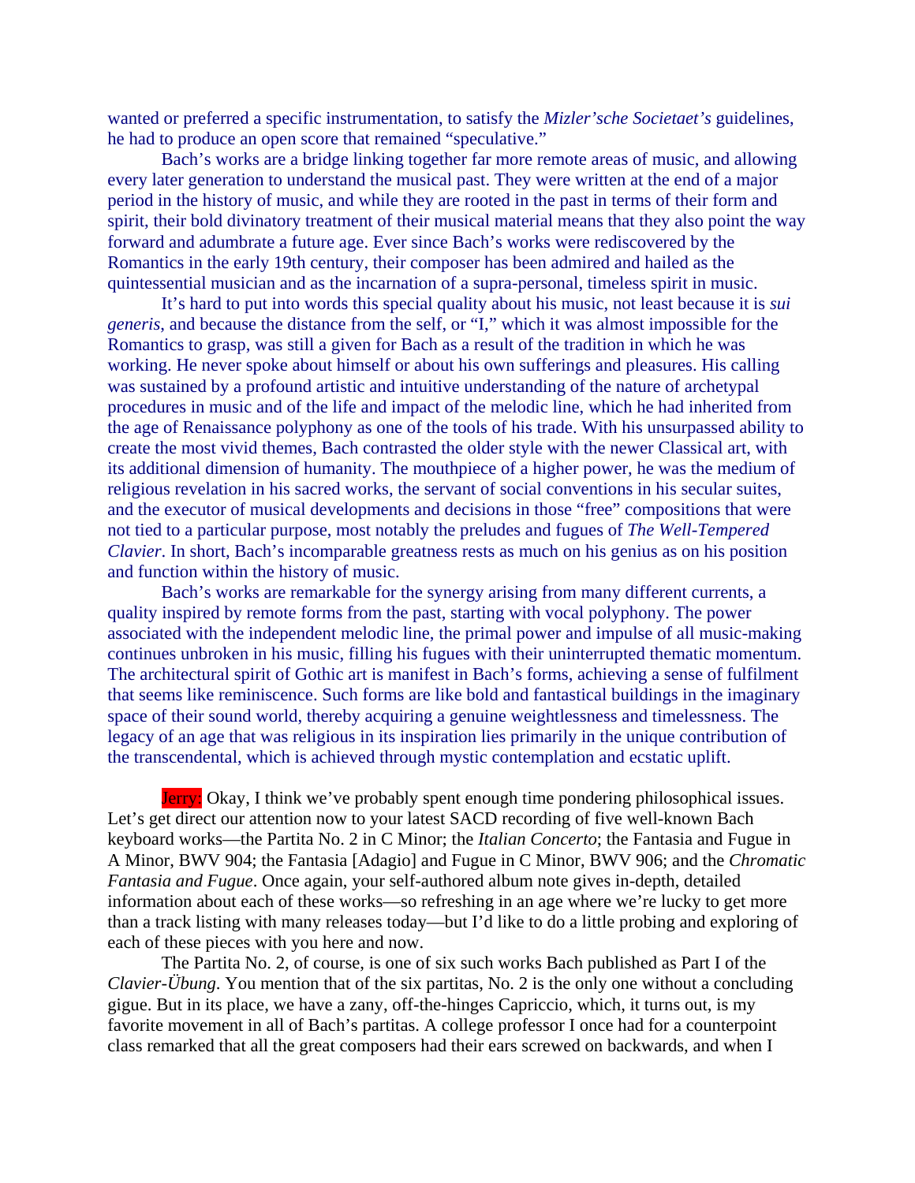wanted or preferred a specific instrumentation, to satisfy the *Mizler'sche Societaet's* guidelines, he had to produce an open score that remained "speculative."

Bach's works are a bridge linking together far more remote areas of music, and allowing every later generation to understand the musical past. They were written at the end of a major period in the history of music, and while they are rooted in the past in terms of their form and spirit, their bold divinatory treatment of their musical material means that they also point the way forward and adumbrate a future age. Ever since Bach's works were rediscovered by the Romantics in the early 19th century, their composer has been admired and hailed as the quintessential musician and as the incarnation of a supra-personal, timeless spirit in music.

It's hard to put into words this special quality about his music, not least because it is *sui generis*, and because the distance from the self, or "I," which it was almost impossible for the Romantics to grasp, was still a given for Bach as a result of the tradition in which he was working. He never spoke about himself or about his own sufferings and pleasures. His calling was sustained by a profound artistic and intuitive understanding of the nature of archetypal procedures in music and of the life and impact of the melodic line, which he had inherited from the age of Renaissance polyphony as one of the tools of his trade. With his unsurpassed ability to create the most vivid themes, Bach contrasted the older style with the newer Classical art, with its additional dimension of humanity. The mouthpiece of a higher power, he was the medium of religious revelation in his sacred works, the servant of social conventions in his secular suites, and the executor of musical developments and decisions in those "free" compositions that were not tied to a particular purpose, most notably the preludes and fugues of *The Well-Tempered Clavier*. In short, Bach's incomparable greatness rests as much on his genius as on his position and function within the history of music.

Bach's works are remarkable for the synergy arising from many different currents, a quality inspired by remote forms from the past, starting with vocal polyphony. The power associated with the independent melodic line, the primal power and impulse of all music-making continues unbroken in his music, filling his fugues with their uninterrupted thematic momentum. The architectural spirit of Gothic art is manifest in Bach's forms, achieving a sense of fulfilment that seems like reminiscence. Such forms are like bold and fantastical buildings in the imaginary space of their sound world, thereby acquiring a genuine weightlessness and timelessness. The legacy of an age that was religious in its inspiration lies primarily in the unique contribution of the transcendental, which is achieved through mystic contemplation and ecstatic uplift.

Jerry: Okay, I think we've probably spent enough time pondering philosophical issues. Let's get direct our attention now to your latest SACD recording of five well-known Bach keyboard works—the Partita No. 2 in C Minor; the *Italian Concerto*; the Fantasia and Fugue in A Minor, BWV 904; the Fantasia [Adagio] and Fugue in C Minor, BWV 906; and the *Chromatic Fantasia and Fugue*. Once again, your self-authored album note gives in-depth, detailed information about each of these works—so refreshing in an age where we're lucky to get more than a track listing with many releases today—but I'd like to do a little probing and exploring of each of these pieces with you here and now.

The Partita No. 2, of course, is one of six such works Bach published as Part I of the *Clavier-Übung*. You mention that of the six partitas, No. 2 is the only one without a concluding gigue. But in its place, we have a zany, off-the-hinges Capriccio, which, it turns out, is my favorite movement in all of Bach's partitas. A college professor I once had for a counterpoint class remarked that all the great composers had their ears screwed on backwards, and when I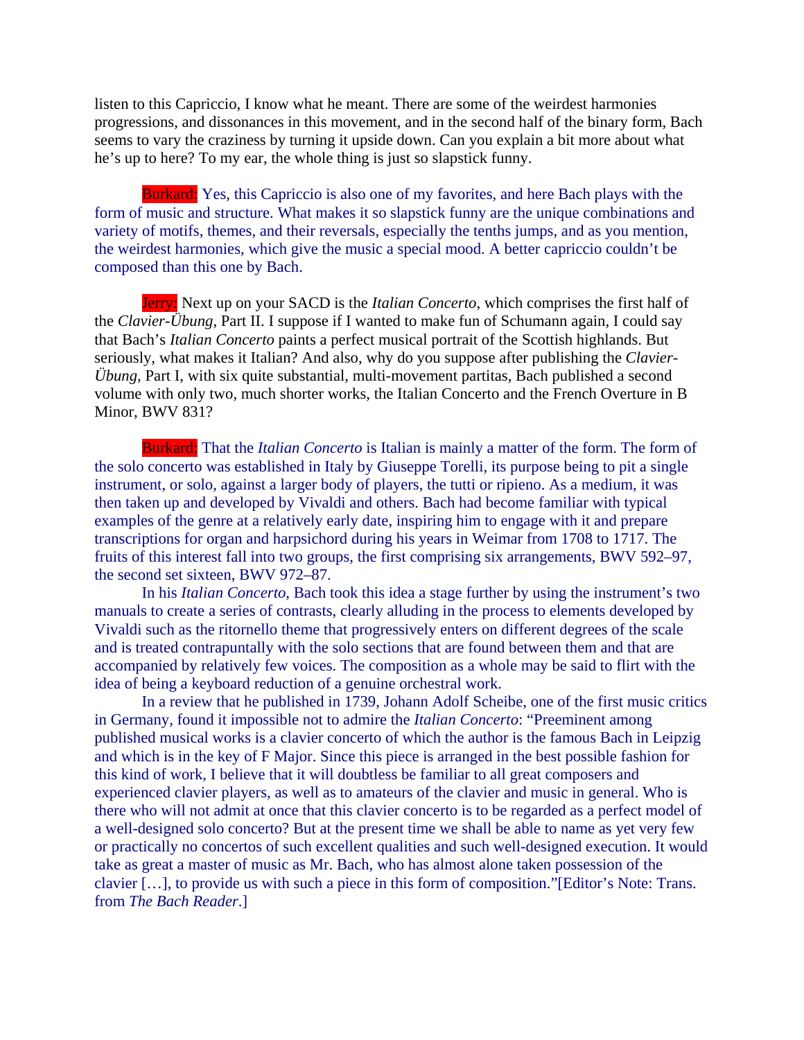listen to this Capriccio, I know what he meant. There are some of the weirdest harmonies progressions, and dissonances in this movement, and in the second half of the binary form, Bach seems to vary the craziness by turning it upside down. Can you explain a bit more about what he's up to here? To my ear, the whole thing is just so slapstick funny.

**Burkard:** Yes, this Capriccio is also one of my favorites, and here Bach plays with the form of music and structure. What makes it so slapstick funny are the unique combinations and variety of motifs, themes, and their reversals, especially the tenths jumps, and as you mention, the weirdest harmonies, which give the music a special mood. A better capriccio couldn't be composed than this one by Bach.

**Jerry:** Next up on your SACD is the *Italian Concerto*, which comprises the first half of the *Clavier-Übung*, Part II. I suppose if I wanted to make fun of Schumann again, I could say that Bach's *Italian Concerto* paints a perfect musical portrait of the Scottish highlands. But seriously, what makes it Italian? And also, why do you suppose after publishing the *Clavier-Übung*, Part I, with six quite substantial, multi-movement partitas, Bach published a second volume with only two, much shorter works, the Italian Concerto and the French Overture in B Minor, BWV 831?

**Burkard:** That the *Italian Concerto* is Italian is mainly a matter of the form. The form of the solo concerto was established in Italy by Giuseppe Torelli, its purpose being to pit a single instrument, or solo, against a larger body of players, the tutti or ripieno. As a medium, it was then taken up and developed by Vivaldi and others. Bach had become familiar with typical examples of the genre at a relatively early date, inspiring him to engage with it and prepare transcriptions for organ and harpsichord during his years in Weimar from 1708 to 1717. The fruits of this interest fall into two groups, the first comprising six arrangements, BWV 592–97, the second set sixteen, BWV 972–87.

In his *Italian Concerto*, Bach took this idea a stage further by using the instrument's two manuals to create a series of contrasts, clearly alluding in the process to elements developed by Vivaldi such as the ritornello theme that progressively enters on different degrees of the scale and is treated contrapuntally with the solo sections that are found between them and that are accompanied by relatively few voices. The composition as a whole may be said to flirt with the idea of being a keyboard reduction of a genuine orchestral work.

In a review that he published in 1739, Johann Adolf Scheibe, one of the first music critics in Germany, found it impossible not to admire the *Italian Concerto*: "Preeminent among published musical works is a clavier concerto of which the author is the famous Bach in Leipzig and which is in the key of F Major. Since this piece is arranged in the best possible fashion for this kind of work, I believe that it will doubtless be familiar to all great composers and experienced clavier players, as well as to amateurs of the clavier and music in general. Who is there who will not admit at once that this clavier concerto is to be regarded as a perfect model of a well-designed solo concerto? But at the present time we shall be able to name as yet very few or practically no concertos of such excellent qualities and such well-designed execution. It would take as great a master of music as Mr. Bach, who has almost alone taken possession of the clavier […], to provide us with such a piece in this form of composition."[Editor's Note: Trans. from *The Bach Reader*.]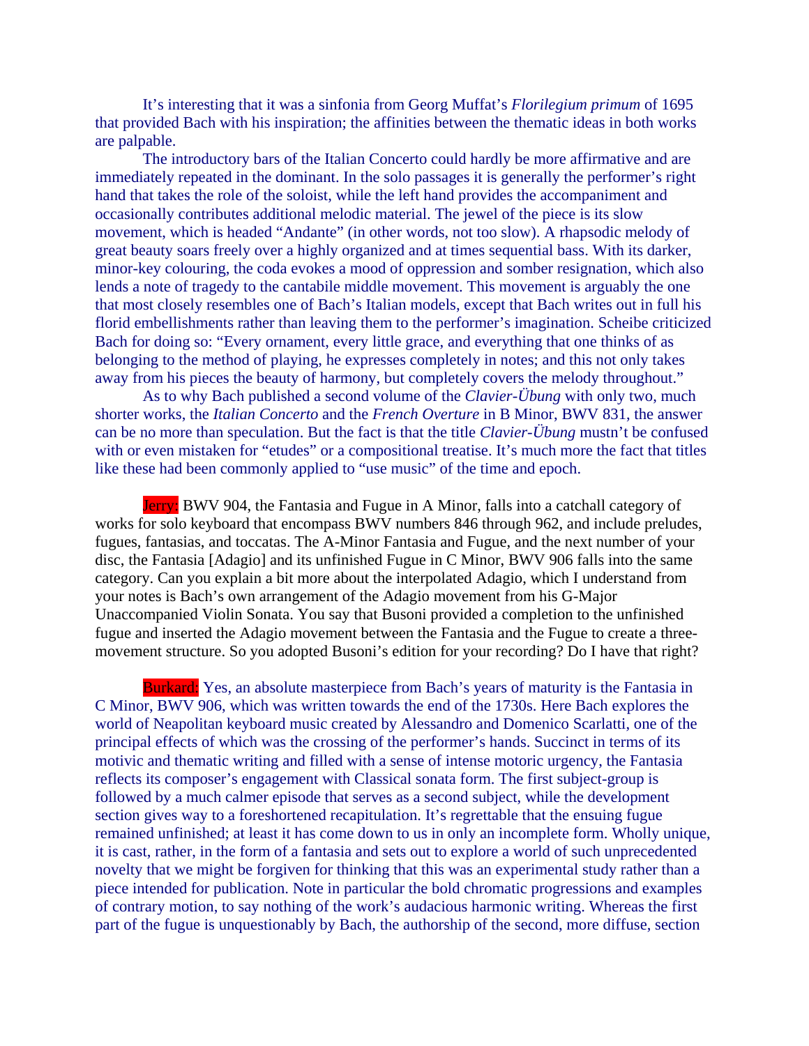It's interesting that it was a sinfonia from Georg Muffat's *Florilegium primum* of 1695 that provided Bach with his inspiration; the affinities between the thematic ideas in both works are palpable.

The introductory bars of the Italian Concerto could hardly be more affirmative and are immediately repeated in the dominant. In the solo passages it is generally the performer's right hand that takes the role of the soloist, while the left hand provides the accompaniment and occasionally contributes additional melodic material. The jewel of the piece is its slow movement, which is headed "Andante" (in other words, not too slow). A rhapsodic melody of great beauty soars freely over a highly organized and at times sequential bass. With its darker, minor-key colouring, the coda evokes a mood of oppression and somber resignation, which also lends a note of tragedy to the cantabile middle movement. This movement is arguably the one that most closely resembles one of Bach's Italian models, except that Bach writes out in full his florid embellishments rather than leaving them to the performer's imagination. Scheibe criticized Bach for doing so: "Every ornament, every little grace, and everything that one thinks of as belonging to the method of playing, he expresses completely in notes; and this not only takes away from his pieces the beauty of harmony, but completely covers the melody throughout."

As to why Bach published a second volume of the *Clavier-Übung* with only two, much shorter works, the *Italian Concerto* and the *French Overture* in B Minor, BWV 831, the answer can be no more than speculation. But the fact is that the title *Clavier-Übung* mustn't be confused with or even mistaken for "etudes" or a compositional treatise. It's much more the fact that titles like these had been commonly applied to "use music" of the time and epoch.

Jerry: BWV 904, the Fantasia and Fugue in A Minor, falls into a catchall category of works for solo keyboard that encompass BWV numbers 846 through 962, and include preludes, fugues, fantasias, and toccatas. The A-Minor Fantasia and Fugue, and the next number of your disc, the Fantasia [Adagio] and its unfinished Fugue in C Minor, BWV 906 falls into the same category. Can you explain a bit more about the interpolated Adagio, which I understand from your notes is Bach's own arrangement of the Adagio movement from his G-Major Unaccompanied Violin Sonata. You say that Busoni provided a completion to the unfinished fugue and inserted the Adagio movement between the Fantasia and the Fugue to create a three-movement structure. So you adopted Busoni's edition for your recording? Do I have that right?

Burkard: Yes, an absolute masterpiece from Bach's years of maturity is the Fantasia in C Minor, BWV 906, which was written towards the end of the 1730s. Here Bach explores the world of Neapolitan keyboard music created by Alessandro and Domenico Scarlatti, one of the principal effects of which was the crossing of the performer's hands. Succinct in terms of its motivic and thematic writing and filled with a sense of intense motoric urgency, the Fantasia reflects its composer's engagement with Classical sonata form. The first subject-group is followed by a much calmer episode that serves as a second subject, while the development section gives way to a foreshortened recapitulation. It's regrettable that the ensuing fugue remained unfinished; at least it has come down to us in only an incomplete form. Wholly unique, it is cast, rather, in the form of a fantasia and sets out to explore a world of such unprecedented novelty that we might be forgiven for thinking that this was an experimental study rather than a piece intended for publication. Note in particular the bold chromatic progressions and examples of contrary motion, to say nothing of the work's audacious harmonic writing. Whereas the first part of the fugue is unquestionably by Bach, the authorship of the second, more diffuse, section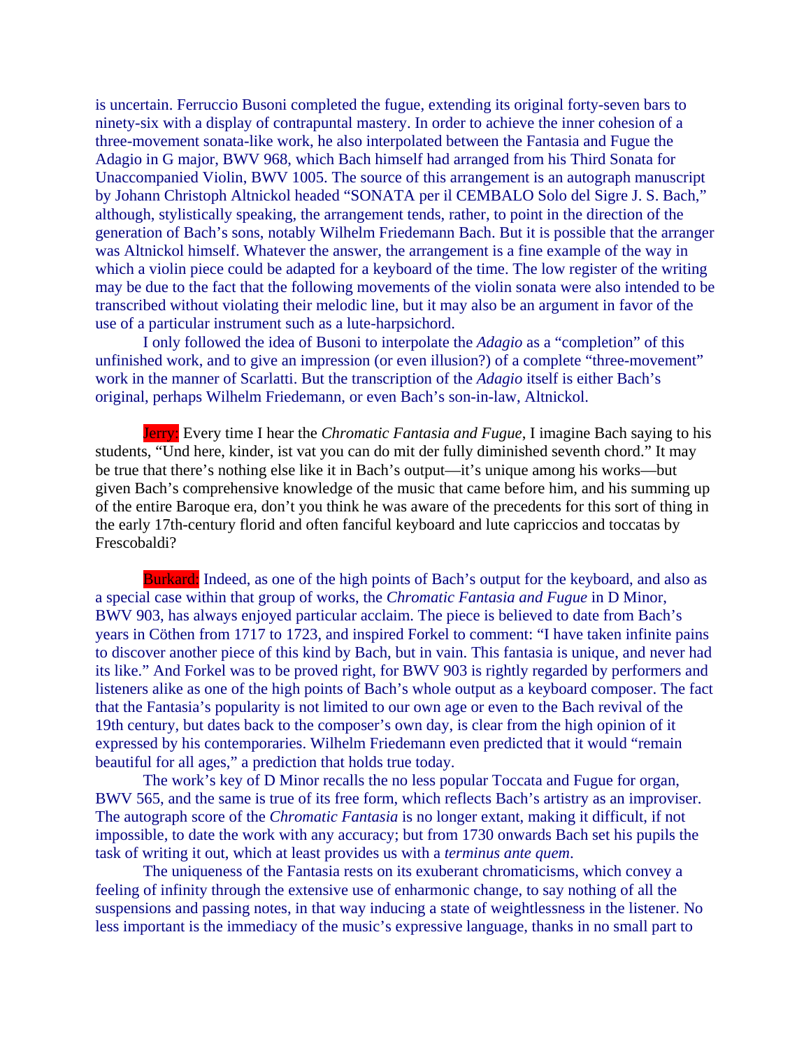is uncertain. Ferruccio Busoni completed the fugue, extending its original forty-seven bars to ninety-six with a display of contrapuntal mastery. In order to achieve the inner cohesion of a three-movement sonata-like work, he also interpolated between the Fantasia and Fugue the Adagio in G major, BWV 968, which Bach himself had arranged from his Third Sonata for Unaccompanied Violin, BWV 1005. The source of this arrangement is an autograph manuscript by Johann Christoph Altnickol headed "SONATA per il CEMBALO Solo del Sigre J. S. Bach," although, stylistically speaking, the arrangement tends, rather, to point in the direction of the generation of Bach's sons, notably Wilhelm Friedemann Bach. But it is possible that the arranger was Altnickol himself. Whatever the answer, the arrangement is a fine example of the way in which a violin piece could be adapted for a keyboard of the time. The low register of the writing may be due to the fact that the following movements of the violin sonata were also intended to be transcribed without violating their melodic line, but it may also be an argument in favor of the use of a particular instrument such as a lute-harpsichord.

I only followed the idea of Busoni to interpolate the *Adagio* as a "completion" of this unfinished work, and to give an impression (or even illusion?) of a complete "three-movement" work in the manner of Scarlatti. But the transcription of the *Adagio* itself is either Bach's original, perhaps Wilhelm Friedemann, or even Bach's son-in-law, Altnickol.

Jerry: Every time I hear the *Chromatic Fantasia and Fugue*, I imagine Bach saying to his students, "Und here, kinder, ist vat you can do mit der fully diminished seventh chord." It may be true that there's nothing else like it in Bach's output—it's unique among his works—but given Bach's comprehensive knowledge of the music that came before him, and his summing up of the entire Baroque era, don't you think he was aware of the precedents for this sort of thing in the early 17th-century florid and often fanciful keyboard and lute capriccios and toccatas by Frescobaldi?

Burkard: Indeed, as one of the high points of Bach's output for the keyboard, and also as a special case within that group of works, the *Chromatic Fantasia and Fugue* in D Minor, BWV 903, has always enjoyed particular acclaim. The piece is believed to date from Bach's years in Cöthen from 1717 to 1723, and inspired Forkel to comment: "I have taken infinite pains to discover another piece of this kind by Bach, but in vain. This fantasia is unique, and never had its like." And Forkel was to be proved right, for BWV 903 is rightly regarded by performers and listeners alike as one of the high points of Bach's whole output as a keyboard composer. The fact that the Fantasia's popularity is not limited to our own age or even to the Bach revival of the 19th century, but dates back to the composer's own day, is clear from the high opinion of it expressed by his contemporaries. Wilhelm Friedemann even predicted that it would "remain beautiful for all ages," a prediction that holds true today.

The work's key of D Minor recalls the no less popular Toccata and Fugue for organ, BWV 565, and the same is true of its free form, which reflects Bach's artistry as an improviser. The autograph score of the *Chromatic Fantasia* is no longer extant, making it difficult, if not impossible, to date the work with any accuracy; but from 1730 onwards Bach set his pupils the task of writing it out, which at least provides us with a *terminus ante quem*.

The uniqueness of the Fantasia rests on its exuberant chromaticisms, which convey a feeling of infinity through the extensive use of enharmonic change, to say nothing of all the suspensions and passing notes, in that way inducing a state of weightlessness in the listener. No less important is the immediacy of the music's expressive language, thanks in no small part to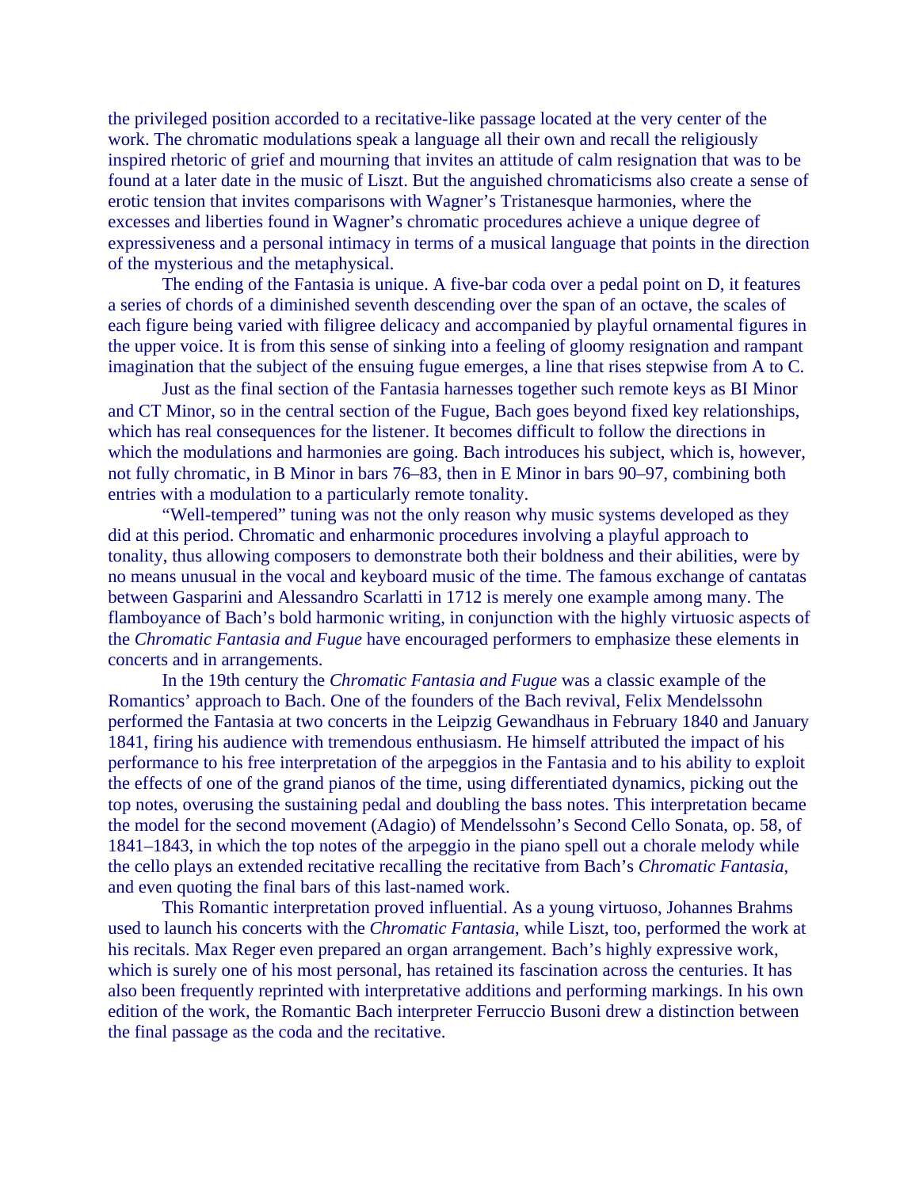the privileged position accorded to a recitative-like passage located at the very center of the work. The chromatic modulations speak a language all their own and recall the religiously inspired rhetoric of grief and mourning that invites an attitude of calm resignation that was to be found at a later date in the music of Liszt. But the anguished chromaticisms also create a sense of erotic tension that invites comparisons with Wagner's Tristanesque harmonies, where the excesses and liberties found in Wagner's chromatic procedures achieve a unique degree of expressiveness and a personal intimacy in terms of a musical language that points in the direction of the mysterious and the metaphysical.

The ending of the Fantasia is unique. A five-bar coda over a pedal point on D, it features a series of chords of a diminished seventh descending over the span of an octave, the scales of each figure being varied with filigree delicacy and accompanied by playful ornamental figures in the upper voice. It is from this sense of sinking into a feeling of gloomy resignation and rampant imagination that the subject of the ensuing fugue emerges, a line that rises stepwise from A to C.

Just as the final section of the Fantasia harnesses together such remote keys as BI Minor and CT Minor, so in the central section of the Fugue, Bach goes beyond fixed key relationships, which has real consequences for the listener. It becomes difficult to follow the directions in which the modulations and harmonies are going. Bach introduces his subject, which is, however, not fully chromatic, in B Minor in bars 76–83, then in E Minor in bars 90–97, combining both entries with a modulation to a particularly remote tonality.

"Well-tempered" tuning was not the only reason why music systems developed as they did at this period. Chromatic and enharmonic procedures involving a playful approach to tonality, thus allowing composers to demonstrate both their boldness and their abilities, were by no means unusual in the vocal and keyboard music of the time. The famous exchange of cantatas between Gasparini and Alessandro Scarlatti in 1712 is merely one example among many. The flamboyance of Bach's bold harmonic writing, in conjunction with the highly virtuosic aspects of the *Chromatic Fantasia and Fugue* have encouraged performers to emphasize these elements in concerts and in arrangements.

In the 19th century the *Chromatic Fantasia and Fugue* was a classic example of the Romantics' approach to Bach. One of the founders of the Bach revival, Felix Mendelssohn performed the Fantasia at two concerts in the Leipzig Gewandhaus in February 1840 and January 1841, firing his audience with tremendous enthusiasm. He himself attributed the impact of his performance to his free interpretation of the arpeggios in the Fantasia and to his ability to exploit the effects of one of the grand pianos of the time, using differentiated dynamics, picking out the top notes, overusing the sustaining pedal and doubling the bass notes. This interpretation became the model for the second movement (Adagio) of Mendelssohn's Second Cello Sonata, op. 58, of 1841–1843, in which the top notes of the arpeggio in the piano spell out a chorale melody while the cello plays an extended recitative recalling the recitative from Bach's *Chromatic Fantasia*, and even quoting the final bars of this last-named work.

This Romantic interpretation proved influential. As a young virtuoso, Johannes Brahms used to launch his concerts with the *Chromatic Fantasia*, while Liszt, too, performed the work at his recitals. Max Reger even prepared an organ arrangement. Bach's highly expressive work, which is surely one of his most personal, has retained its fascination across the centuries. It has also been frequently reprinted with interpretative additions and performing markings. In his own edition of the work, the Romantic Bach interpreter Ferruccio Busoni drew a distinction between the final passage as the coda and the recitative.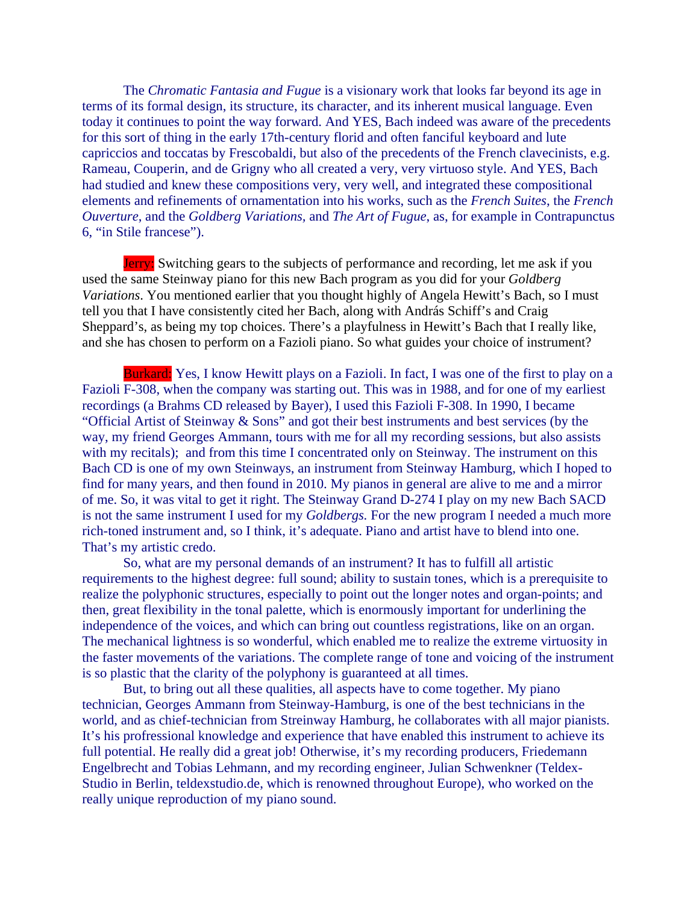The *Chromatic Fantasia and Fugue* is a visionary work that looks far beyond its age in terms of its formal design, its structure, its character, and its inherent musical language. Even today it continues to point the way forward. And YES, Bach indeed was aware of the precedents for this sort of thing in the early 17th-century florid and often fanciful keyboard and lute capriccios and toccatas by Frescobaldi, but also of the precedents of the French clavecinists, e.g. Rameau, Couperin, and de Grigny who all created a very, very virtuoso style. And YES, Bach had studied and knew these compositions very, very well, and integrated these compositional elements and refinements of ornamentation into his works, such as the *French Suites*, the *French Ouverture*, and the *Goldberg Variations*, and *The Art of Fugue*, as, for example in Contrapunctus 6, "in Stile francese").

Jerry: Switching gears to the subjects of performance and recording, let me ask if you used the same Steinway piano for this new Bach program as you did for your *Goldberg Variations*. You mentioned earlier that you thought highly of Angela Hewitt's Bach, so I must tell you that I have consistently cited her Bach, along with András Schiff's and Craig Sheppard's, as being my top choices. There's a playfulness in Hewitt's Bach that I really like, and she has chosen to perform on a Fazioli piano. So what guides your choice of instrument?

Burkard: Yes, I know Hewitt plays on a Fazioli. In fact, I was one of the first to play on a Fazioli F-308, when the company was starting out. This was in 1988, and for one of my earliest recordings (a Brahms CD released by Bayer), I used this Fazioli F-308. In 1990, I became "Official Artist of Steinway & Sons" and got their best instruments and best services (by the way, my friend Georges Ammann, tours with me for all my recording sessions, but also assists with my recitals); and from this time I concentrated only on Steinway. The instrument on this Bach CD is one of my own Steinways, an instrument from Steinway Hamburg, which I hoped to find for many years, and then found in 2010. My pianos in general are alive to me and a mirror of me. So, it was vital to get it right. The Steinway Grand D-274 I play on my new Bach SACD is not the same instrument I used for my *Goldbergs.* For the new program I needed a much more rich-toned instrument and, so I think, it's adequate. Piano and artist have to blend into one. That's my artistic credo.

So, what are my personal demands of an instrument? It has to fulfill all artistic requirements to the highest degree: full sound; ability to sustain tones, which is a prerequisite to realize the polyphonic structures, especially to point out the longer notes and organ-points; and then, great flexibility in the tonal palette, which is enormously important for underlining the independence of the voices, and which can bring out countless registrations, like on an organ. The mechanical lightness is so wonderful, which enabled me to realize the extreme virtuosity in the faster movements of the variations. The complete range of tone and voicing of the instrument is so plastic that the clarity of the polyphony is guaranteed at all times.

But, to bring out all these qualities, all aspects have to come together. My piano technician, Georges Ammann from Steinway-Hamburg, is one of the best technicians in the world, and as chief-technician from Streinway Hamburg, he collaborates with all major pianists. It's his profressional knowledge and experience that have enabled this instrument to achieve its full potential. He really did a great job! Otherwise, it's my recording producers, Friedemann Engelbrecht and Tobias Lehmann, and my recording engineer, Julian Schwenkner (Teldex-Studio in Berlin, teldexstudio.de, which is renowned throughout Europe), who worked on the really unique reproduction of my piano sound.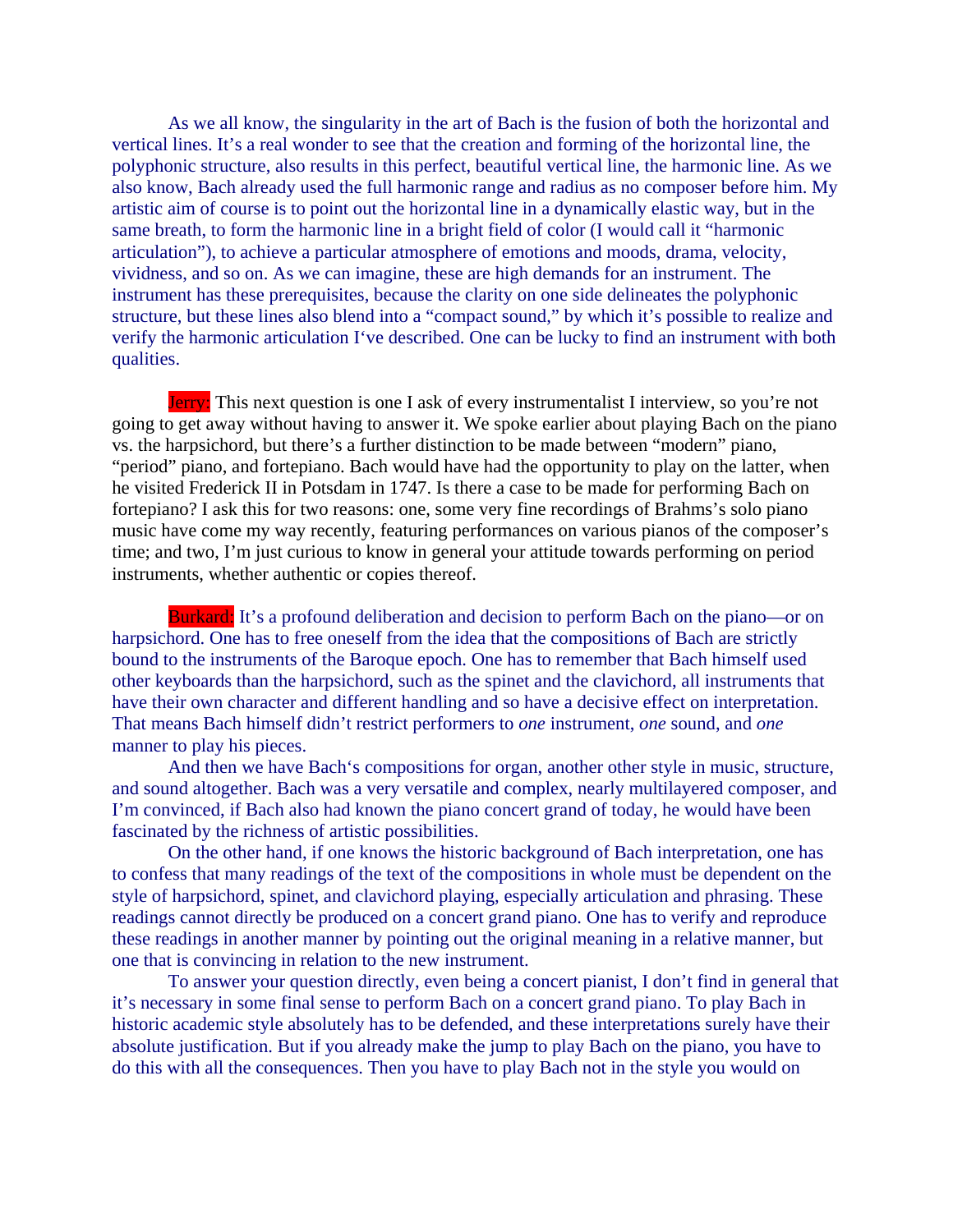As we all know, the singularity in the art of Bach is the fusion of both the horizontal and vertical lines. It's a real wonder to see that the creation and forming of the horizontal line, the polyphonic structure, also results in this perfect, beautiful vertical line, the harmonic line. As we also know, Bach already used the full harmonic range and radius as no composer before him. My artistic aim of course is to point out the horizontal line in a dynamically elastic way, but in the same breath, to form the harmonic line in a bright field of color (I would call it "harmonic articulation"), to achieve a particular atmosphere of emotions and moods, drama, velocity, vividness, and so on. As we can imagine, these are high demands for an instrument. The instrument has these prerequisites, because the clarity on one side delineates the polyphonic structure, but these lines also blend into a "compact sound," by which it's possible to realize and verify the harmonic articulation I've described. One can be lucky to find an instrument with both qualities.

Jerry: This next question is one I ask of every instrumentalist I interview, so you're not going to get away without having to answer it. We spoke earlier about playing Bach on the piano vs. the harpsichord, but there's a further distinction to be made between "modern" piano, "period" piano, and fortepiano. Bach would have had the opportunity to play on the latter, when he visited Frederick II in Potsdam in 1747. Is there a case to be made for performing Bach on fortepiano? I ask this for two reasons: one, some very fine recordings of Brahms's solo piano music have come my way recently, featuring performances on various pianos of the composer's time; and two, I'm just curious to know in general your attitude towards performing on period instruments, whether authentic or copies thereof.

Burkard: It's a profound deliberation and decision to perform Bach on the piano—or on harpsichord. One has to free oneself from the idea that the compositions of Bach are strictly bound to the instruments of the Baroque epoch. One has to remember that Bach himself used other keyboards than the harpsichord, such as the spinet and the clavichord, all instruments that have their own character and different handling and so have a decisive effect on interpretation. That means Bach himself didn't restrict performers to *one* instrument, *one* sound, and *one* manner to play his pieces.

And then we have Bach's compositions for organ, another other style in music, structure, and sound altogether. Bach was a very versatile and complex, nearly multilayered composer, and I'm convinced, if Bach also had known the piano concert grand of today, he would have been fascinated by the richness of artistic possibilities.

On the other hand, if one knows the historic background of Bach interpretation, one has to confess that many readings of the text of the compositions in whole must be dependent on the style of harpsichord, spinet, and clavichord playing, especially articulation and phrasing. These readings cannot directly be produced on a concert grand piano. One has to verify and reproduce these readings in another manner by pointing out the original meaning in a relative manner, but one that is convincing in relation to the new instrument.

To answer your question directly, even being a concert pianist, I don't find in general that it's necessary in some final sense to perform Bach on a concert grand piano. To play Bach in historic academic style absolutely has to be defended, and these interpretations surely have their absolute justification. But if you already make the jump to play Bach on the piano, you have to do this with all the consequences. Then you have to play Bach not in the style you would on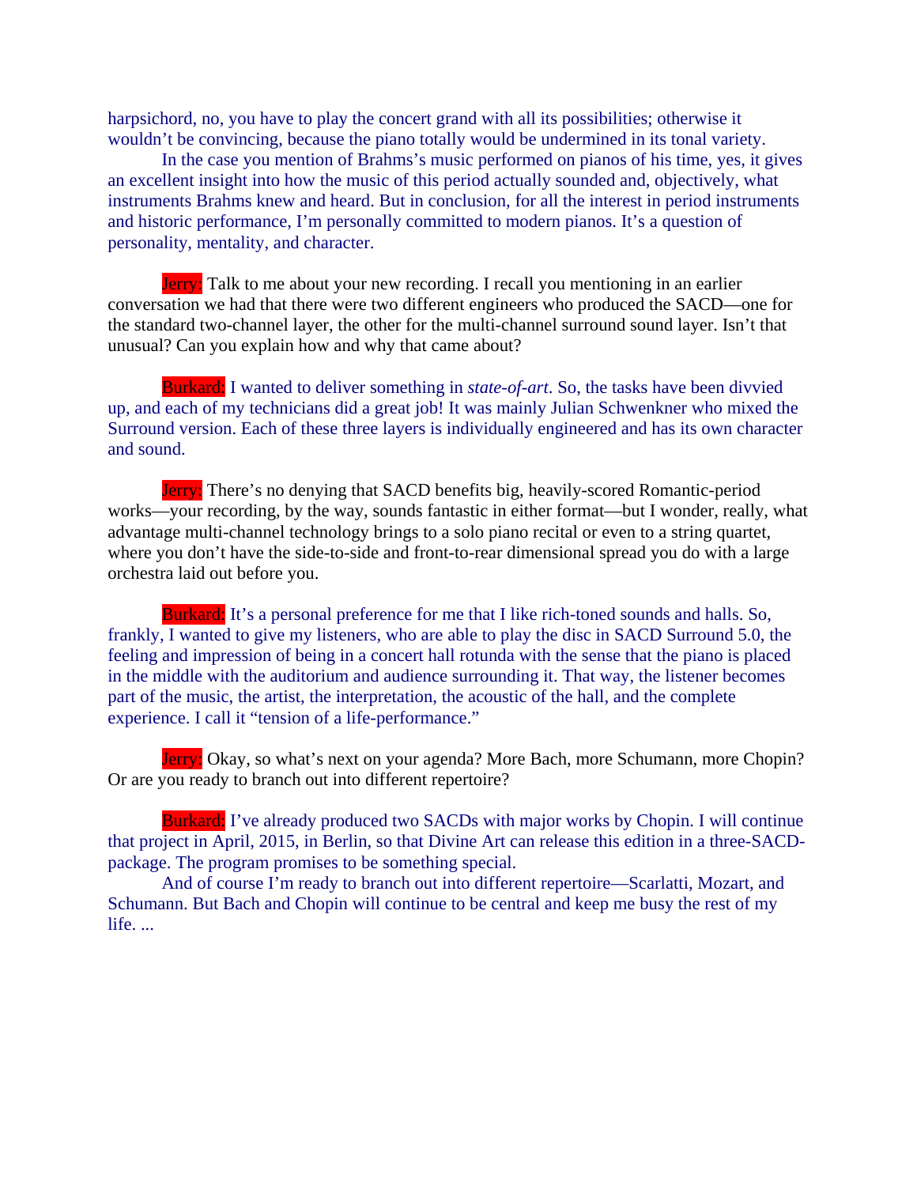harpsichord, no, you have to play the concert grand with all its possibilities; otherwise it wouldn't be convincing, because the piano totally would be undermined in its tonal variety.

In the case you mention of Brahms's music performed on pianos of his time, yes, it gives an excellent insight into how the music of this period actually sounded and, objectively, what instruments Brahms knew and heard. But in conclusion, for all the interest in period instruments and historic performance, I'm personally committed to modern pianos. It's a question of personality, mentality, and character.

Jerry: Talk to me about your new recording. I recall you mentioning in an earlier conversation we had that there were two different engineers who produced the SACD—one for the standard two-channel layer, the other for the multi-channel surround sound layer. Isn't that unusual? Can you explain how and why that came about?

Burkard: I wanted to deliver something in *state-of-art*. So, the tasks have been divvied up, and each of my technicians did a great job! It was mainly Julian Schwenkner who mixed the Surround version. Each of these three layers is individually engineered and has its own character and sound.

Jerry: There's no denying that SACD benefits big, heavily-scored Romantic-period works—your recording, by the way, sounds fantastic in either format—but I wonder, really, what advantage multi-channel technology brings to a solo piano recital or even to a string quartet, where you don't have the side-to-side and front-to-rear dimensional spread you do with a large orchestra laid out before you.

Burkard: It's a personal preference for me that I like rich-toned sounds and halls. So, frankly, I wanted to give my listeners, who are able to play the disc in SACD Surround 5.0, the feeling and impression of being in a concert hall rotunda with the sense that the piano is placed in the middle with the auditorium and audience surrounding it. That way, the listener becomes part of the music, the artist, the interpretation, the acoustic of the hall, and the complete experience. I call it "tension of a life-performance."

Jerry: Okay, so what's next on your agenda? More Bach, more Schumann, more Chopin? Or are you ready to branch out into different repertoire?

Burkard: I've already produced two SACDs with major works by Chopin. I will continue that project in April, 2015, in Berlin, so that Divine Art can release this edition in a three-SACD-package. The program promises to be something special.

And of course I'm ready to branch out into different repertoire—Scarlatti, Mozart, and Schumann. But Bach and Chopin will continue to be central and keep me busy the rest of my life. ...